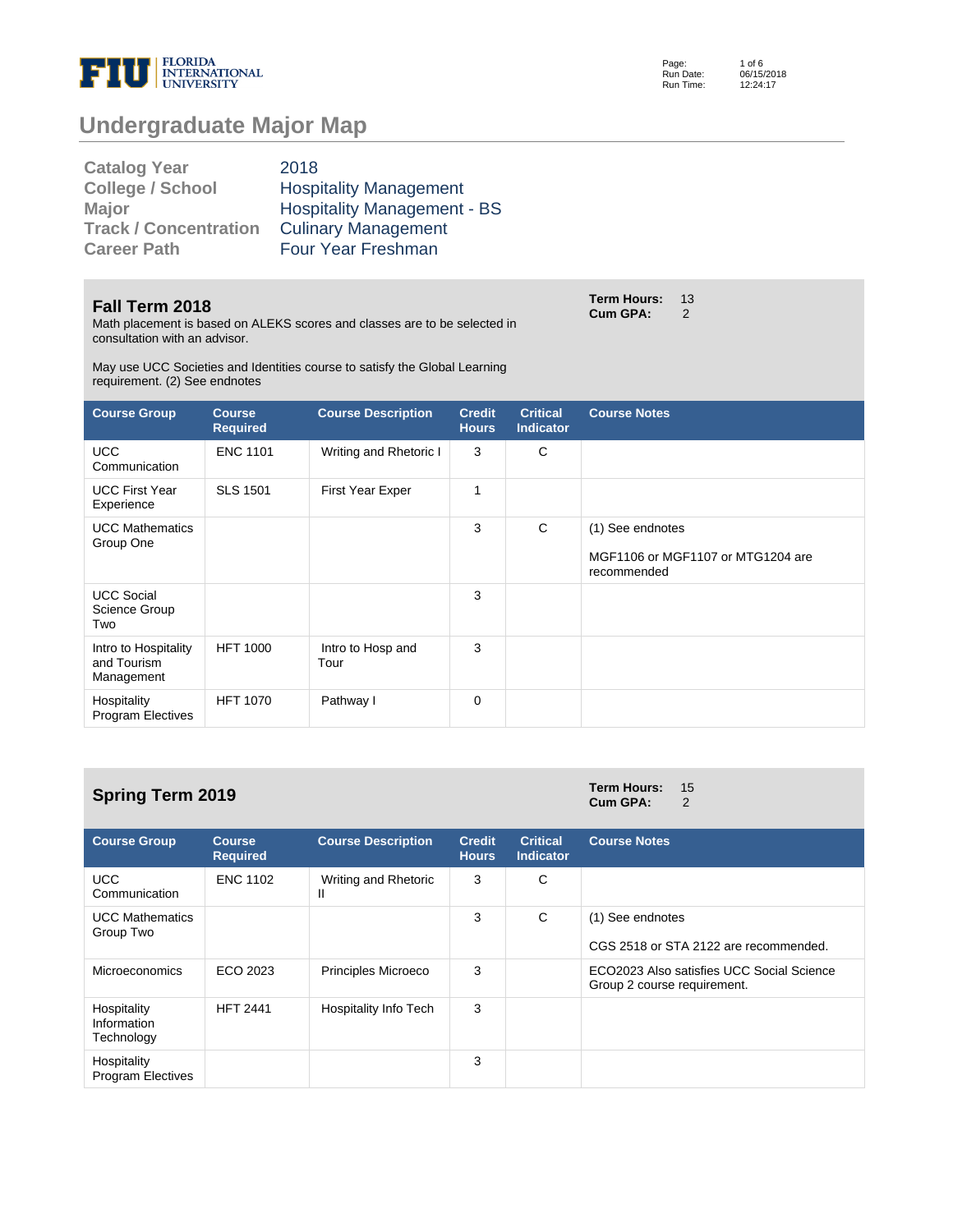# Undergraduate Major Map

| | |
|---|---|
| **Catalog Year** | 2018 |
| **College / School** | Hospitality Management |
| **Major** | Hospitality Management - BS |
| **Track / Concentration** | Culinary Management |
| **Career Path** | Four Year Freshman |

## Fall Term 2018

**Term Hours:** 13
**Cum GPA:** 2

Math placement is based on ALEKS scores and classes are to be selected in consultation with an advisor.

May use UCC Societies and Identities course to satisfy the Global Learning requirement. (2) See endnotes

| Course Group | Course Required | Course Description | Credit Hours | Critical Indicator | Course Notes |
|---|---|---|---|---|---|
| UCC Communication | ENC 1101 | Writing and Rhetoric I | 3 | C | |
| UCC First Year Experience | SLS 1501 | First Year Exper | 1 | | |
| UCC Mathematics Group One | | | 3 | C | (1) See endnotes<br><br>MGF1106 or MGF1107 or MTG1204 are recommended |
| UCC Social Science Group Two | | | 3 | | |
| Intro to Hospitality and Tourism Management | HFT 1000 | Intro to Hosp and Tour | 3 | | |
| Hospitality Program Electives | HFT 1070 | Pathway I | 0 | | |

## Spring Term 2019

**Term Hours:** 15
**Cum GPA:** 2

| Course Group | Course Required | Course Description | Credit Hours | Critical Indicator | Course Notes |
|---|---|---|---|---|---|
| UCC Communication | ENC 1102 | Writing and Rhetoric II | 3 | C | |
| UCC Mathematics Group Two | | | 3 | C | (1) See endnotes<br><br>CGS 2518 or STA 2122 are recommended. |
| Microeconomics | ECO 2023 | Principles Microeco | 3 | | ECO2023 Also satisfies UCC Social Science Group 2 course requirement. |
| Hospitality Information Technology | HFT 2441 | Hospitality Info Tech | 3 | | |
| Hospitality Program Electives | | | 3 | | |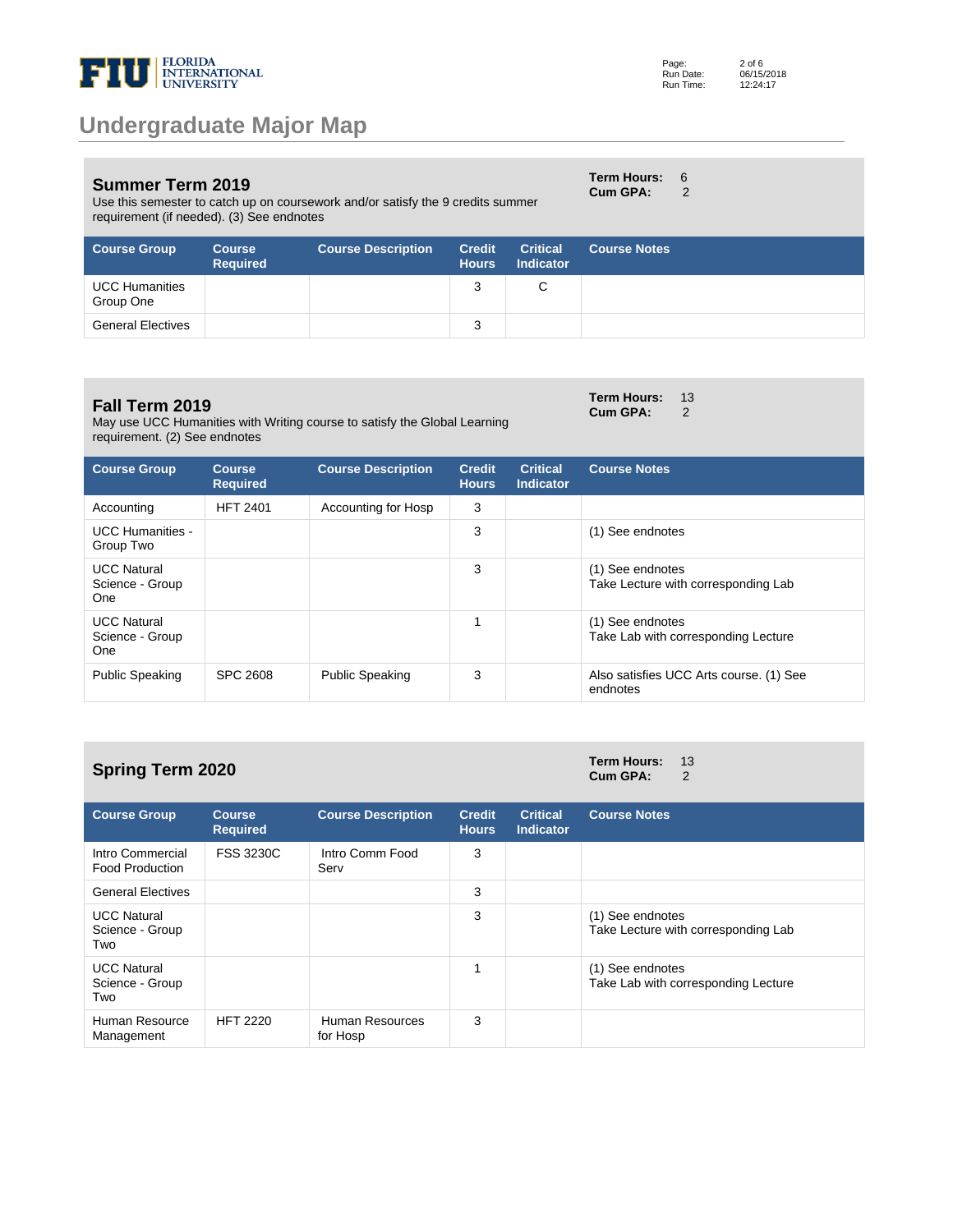# Undergraduate Major Map

## Summer Term 2019

Use this semester to catch up on coursework and/or satisfy the 9 credits summer requirement (if needed). (3) See endnotes

**Term Hours:** 6
**Cum GPA:** 2

| Course Group | Course Required | Course Description | Credit Hours | Critical Indicator | Course Notes |
|---|---|---|---|---|---|
| UCC Humanities Group One | | | 3 | C | |
| General Electives | | | 3 | | |

## Fall Term 2019

May use UCC Humanities with Writing course to satisfy the Global Learning requirement. (2) See endnotes

**Term Hours:** 13
**Cum GPA:** 2

| Course Group | Course Required | Course Description | Credit Hours | Critical Indicator | Course Notes |
|---|---|---|---|---|---|
| Accounting | HFT 2401 | Accounting for Hosp | 3 | | |
| UCC Humanities - Group Two | | | 3 | | (1) See endnotes |
| UCC Natural Science - Group One | | | 3 | | (1) See endnotes<br>Take Lecture with corresponding Lab |
| UCC Natural Science - Group One | | | 1 | | (1) See endnotes<br>Take Lab with corresponding Lecture |
| Public Speaking | SPC 2608 | Public Speaking | 3 | | Also satisfies UCC Arts course. (1) See endnotes |

## Spring Term 2020

**Term Hours:** 13
**Cum GPA:** 2

| Course Group | Course Required | Course Description | Credit Hours | Critical Indicator | Course Notes |
|---|---|---|---|---|---|
| Intro Commercial Food Production | FSS 3230C | Intro Comm Food Serv | 3 | | |
| General Electives | | | 3 | | |
| UCC Natural Science - Group Two | | | 3 | | (1) See endnotes<br>Take Lecture with corresponding Lab |
| UCC Natural Science - Group Two | | | 1 | | (1) See endnotes<br>Take Lab with corresponding Lecture |
| Human Resource Management | HFT 2220 | Human Resources for Hosp | 3 | | |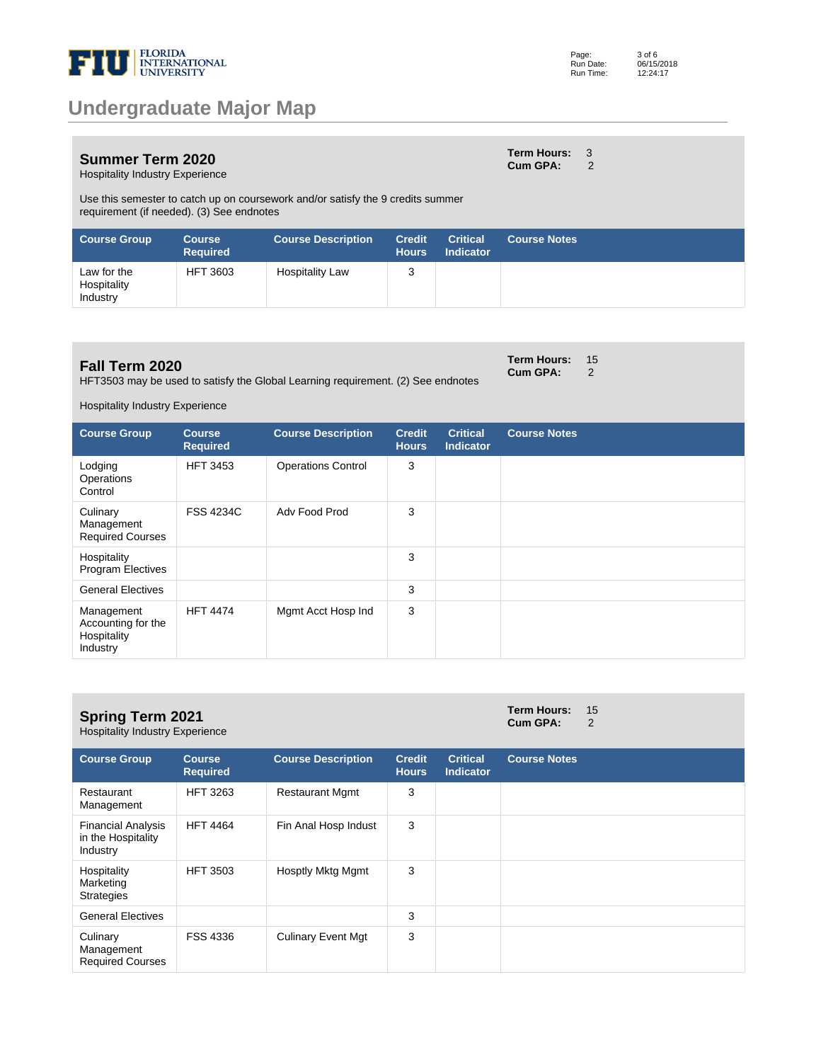# Undergraduate Major Map

## Summer Term 2020

Hospitality Industry Experience

**Term Hours:** 3
**Cum GPA:** 2

Use this semester to catch up on coursework and/or satisfy the 9 credits summer requirement (if needed). (3) See endnotes

| Course Group | Course Required | Course Description | Credit Hours | Critical Indicator | Course Notes |
|---|---|---|---|---|---|
| Law for the Hospitality Industry | HFT 3603 | Hospitality Law | 3 | | |

## Fall Term 2020

HFT3503 may be used to satisfy the Global Learning requirement. (2) See endnotes

Hospitality Industry Experience

**Term Hours:** 15
**Cum GPA:** 2

| Course Group | Course Required | Course Description | Credit Hours | Critical Indicator | Course Notes |
|---|---|---|---|---|---|
| Lodging Operations Control | HFT 3453 | Operations Control | 3 | | |
| Culinary Management Required Courses | FSS 4234C | Adv Food Prod | 3 | | |
| Hospitality Program Electives | | | 3 | | |
| General Electives | | | 3 | | |
| Management Accounting for the Hospitality Industry | HFT 4474 | Mgmt Acct Hosp Ind | 3 | | |

## Spring Term 2021

Hospitality Industry Experience

**Term Hours:** 15
**Cum GPA:** 2

| Course Group | Course Required | Course Description | Credit Hours | Critical Indicator | Course Notes |
|---|---|---|---|---|---|
| Restaurant Management | HFT 3263 | Restaurant Mgmt | 3 | | |
| Financial Analysis in the Hospitality Industry | HFT 4464 | Fin Anal Hosp Indust | 3 | | |
| Hospitality Marketing Strategies | HFT 3503 | Hosptly Mktg Mgmt | 3 | | |
| General Electives | | | 3 | | |
| Culinary Management Required Courses | FSS 4336 | Culinary Event Mgt | 3 | | |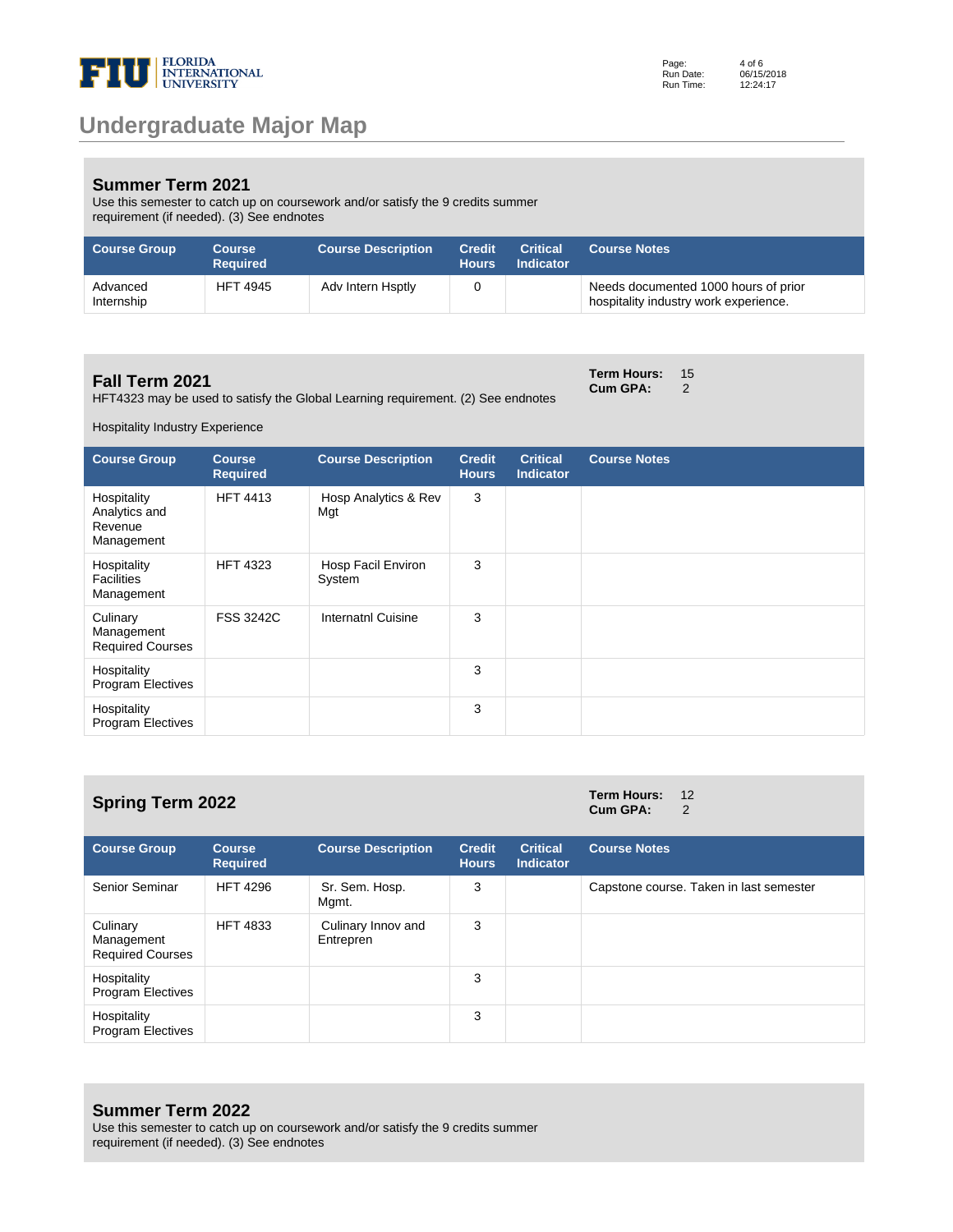# Undergraduate Major Map

## Summer Term 2021

Use this semester to catch up on coursework and/or satisfy the 9 credits summer requirement (if needed). (3) See endnotes

| Course Group | Course Required | Course Description | Credit Hours | Critical Indicator | Course Notes |
|---|---|---|---|---|---|
| Advanced Internship | HFT 4945 | Adv Intern Hsptly | 0 | | Needs documented 1000 hours of prior hospitality industry work experience. |

## Fall Term 2021

**Term Hours:** 15
**Cum GPA:** 2

HFT4323 may be used to satisfy the Global Learning requirement. (2) See endnotes

Hospitality Industry Experience

| Course Group | Course Required | Course Description | Credit Hours | Critical Indicator | Course Notes |
|---|---|---|---|---|---|
| Hospitality Analytics and Revenue Management | HFT 4413 | Hosp Analytics & Rev Mgt | 3 | | |
| Hospitality Facilities Management | HFT 4323 | Hosp Facil Environ System | 3 | | |
| Culinary Management Required Courses | FSS 3242C | Internatnl Cuisine | 3 | | |
| Hospitality Program Electives | | | 3 | | |
| Hospitality Program Electives | | | 3 | | |

## Spring Term 2022

**Term Hours:** 12
**Cum GPA:** 2

| Course Group | Course Required | Course Description | Credit Hours | Critical Indicator | Course Notes |
|---|---|---|---|---|---|
| Senior Seminar | HFT 4296 | Sr. Sem. Hosp. Mgmt. | 3 | | Capstone course. Taken in last semester |
| Culinary Management Required Courses | HFT 4833 | Culinary Innov and Entrepren | 3 | | |
| Hospitality Program Electives | | | 3 | | |
| Hospitality Program Electives | | | 3 | | |

## Summer Term 2022

Use this semester to catch up on coursework and/or satisfy the 9 credits summer requirement (if needed). (3) See endnotes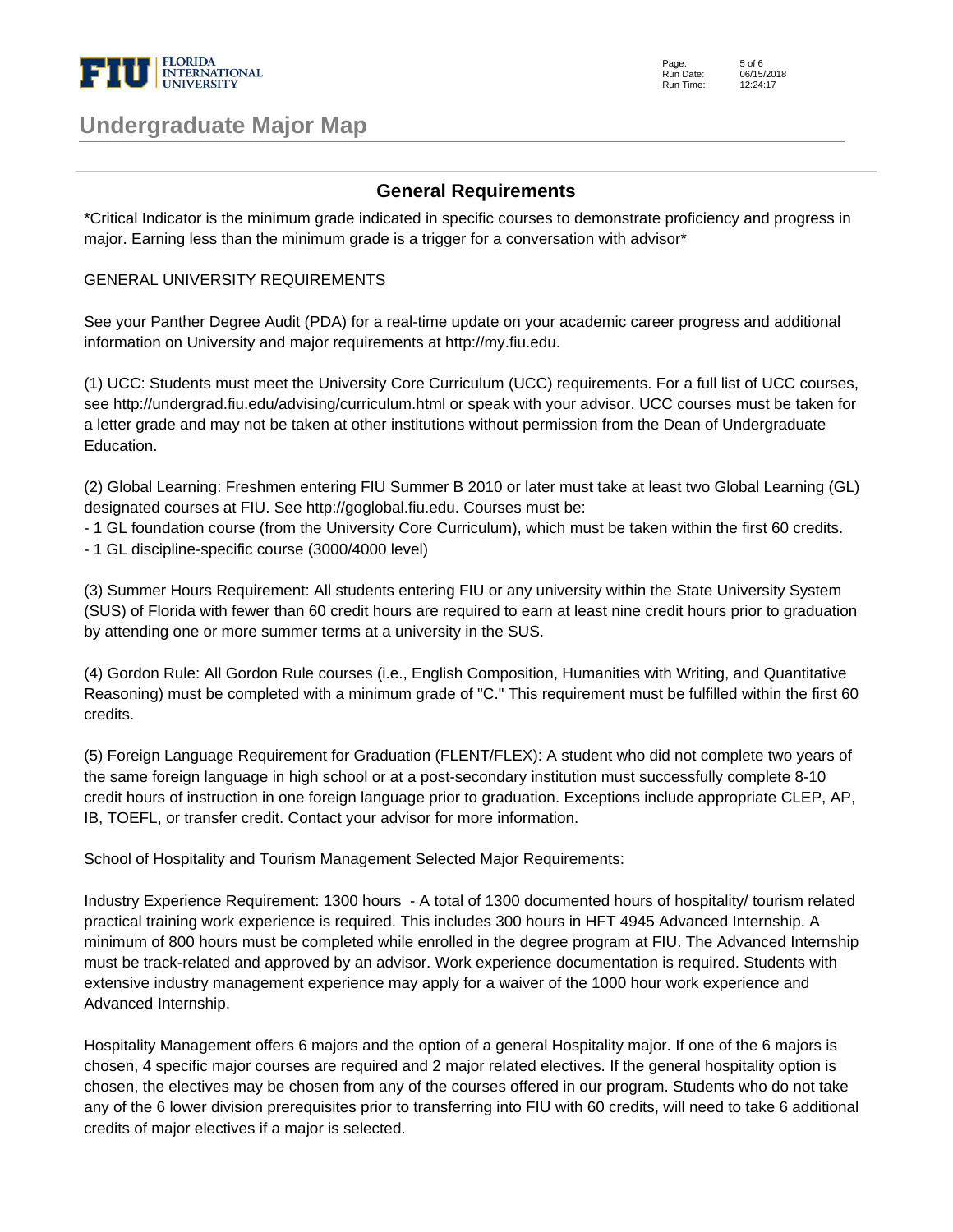# Undergraduate Major Map

## General Requirements

\*Critical Indicator is the minimum grade indicated in specific courses to demonstrate proficiency and progress in major. Earning less than the minimum grade is a trigger for a conversation with advisor\*

GENERAL UNIVERSITY REQUIREMENTS

See your Panther Degree Audit (PDA) for a real-time update on your academic career progress and additional information on University and major requirements at http://my.fiu.edu.

(1) UCC: Students must meet the University Core Curriculum (UCC) requirements. For a full list of UCC courses, see http://undergrad.fiu.edu/advising/curriculum.html or speak with your advisor. UCC courses must be taken for a letter grade and may not be taken at other institutions without permission from the Dean of Undergraduate Education.

(2) Global Learning: Freshmen entering FIU Summer B 2010 or later must take at least two Global Learning (GL) designated courses at FIU. See http://goglobal.fiu.edu. Courses must be:
- 1 GL foundation course (from the University Core Curriculum), which must be taken within the first 60 credits.
- 1 GL discipline-specific course (3000/4000 level)

(3) Summer Hours Requirement: All students entering FIU or any university within the State University System (SUS) of Florida with fewer than 60 credit hours are required to earn at least nine credit hours prior to graduation by attending one or more summer terms at a university in the SUS.

(4) Gordon Rule: All Gordon Rule courses (i.e., English Composition, Humanities with Writing, and Quantitative Reasoning) must be completed with a minimum grade of "C." This requirement must be fulfilled within the first 60 credits.

(5) Foreign Language Requirement for Graduation (FLENT/FLEX): A student who did not complete two years of the same foreign language in high school or at a post-secondary institution must successfully complete 8-10 credit hours of instruction in one foreign language prior to graduation. Exceptions include appropriate CLEP, AP, IB, TOEFL, or transfer credit. Contact your advisor for more information.

School of Hospitality and Tourism Management Selected Major Requirements:

Industry Experience Requirement: 1300 hours - A total of 1300 documented hours of hospitality/ tourism related practical training work experience is required. This includes 300 hours in HFT 4945 Advanced Internship. A minimum of 800 hours must be completed while enrolled in the degree program at FIU. The Advanced Internship must be track-related and approved by an advisor. Work experience documentation is required. Students with extensive industry management experience may apply for a waiver of the 1000 hour work experience and Advanced Internship.

Hospitality Management offers 6 majors and the option of a general Hospitality major. If one of the 6 majors is chosen, 4 specific major courses are required and 2 major related electives. If the general hospitality option is chosen, the electives may be chosen from any of the courses offered in our program. Students who do not take any of the 6 lower division prerequisites prior to transferring into FIU with 60 credits, will need to take 6 additional credits of major electives if a major is selected.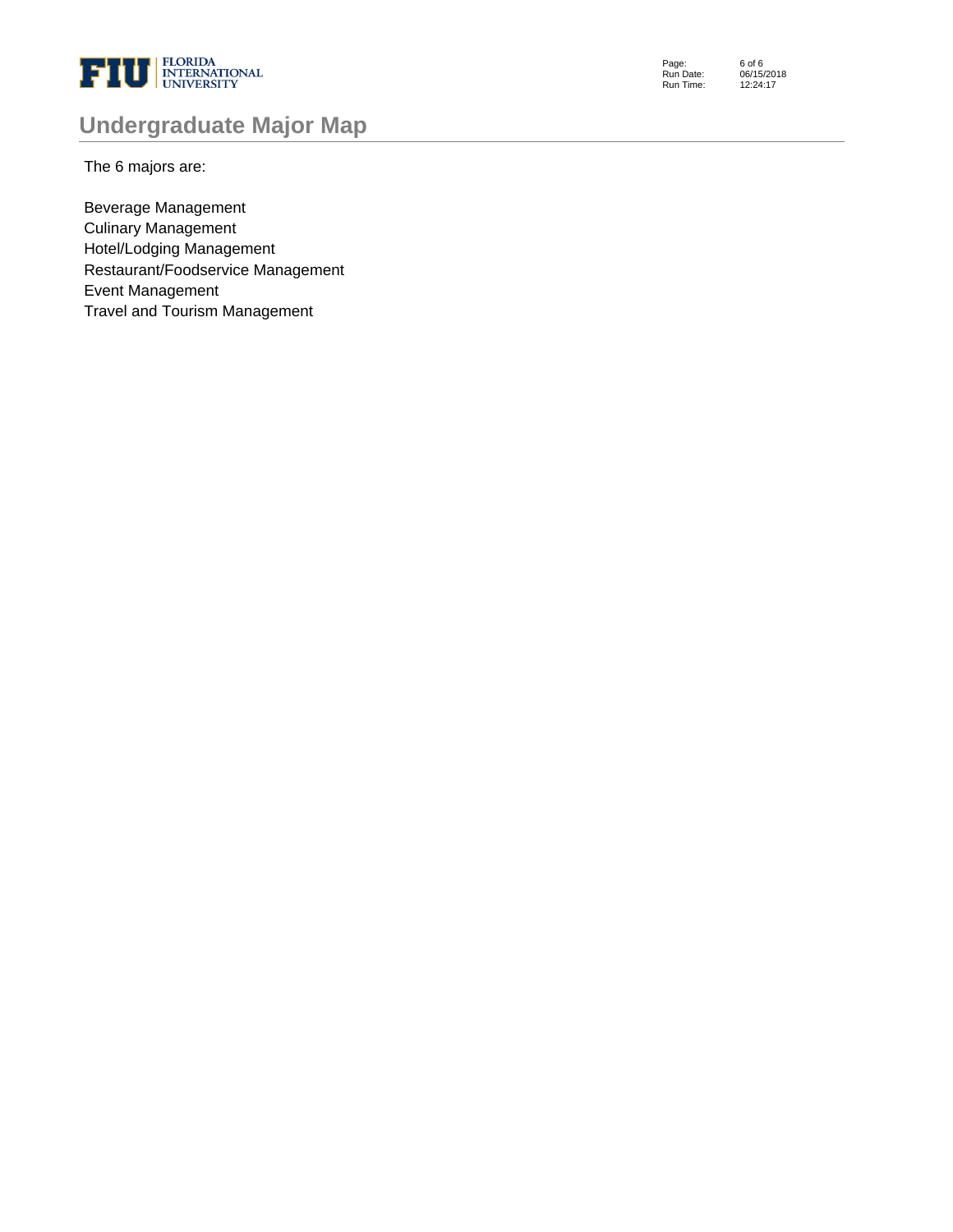# Undergraduate Major Map

The 6 majors are:

Beverage Management
Culinary Management
Hotel/Lodging Management
Restaurant/Foodservice Management
Event Management
Travel and Tourism Management